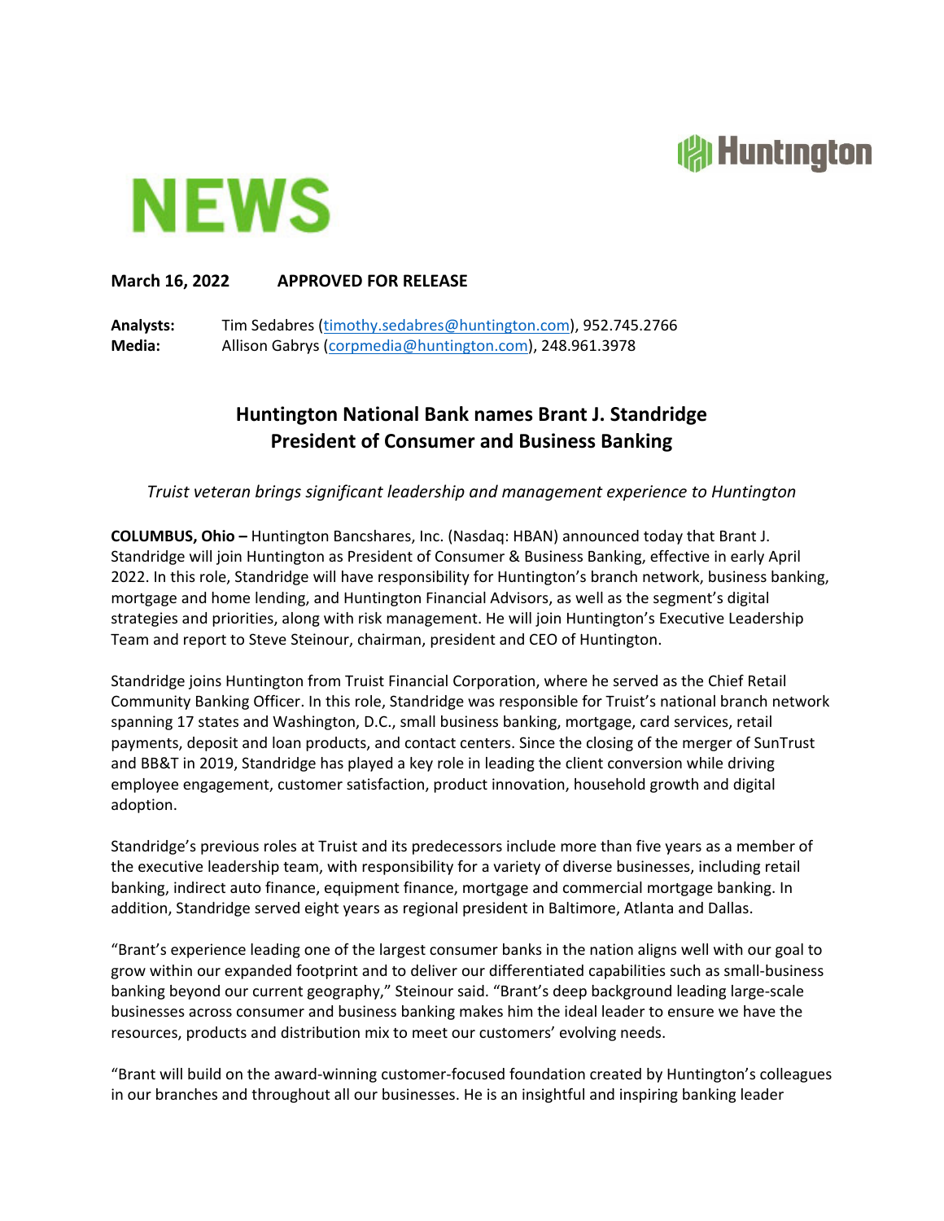# NEWS

**March 16, 2022 APPROVED FOR RELEASE**

**Analysts:** Tim Sedabres (timothy.sedabres@huntington.com), 952.745.2766
**Media:** Allison Gabrys (corpmedia@huntington.com), 248.961.3978

## Huntington National Bank names Brant J. Standridge President of Consumer and Business Banking

*Truist veteran brings significant leadership and management experience to Huntington*

**COLUMBUS, Ohio –** Huntington Bancshares, Inc. (Nasdaq: HBAN) announced today that Brant J. Standridge will join Huntington as President of Consumer & Business Banking, effective in early April 2022. In this role, Standridge will have responsibility for Huntington's branch network, business banking, mortgage and home lending, and Huntington Financial Advisors, as well as the segment's digital strategies and priorities, along with risk management. He will join Huntington's Executive Leadership Team and report to Steve Steinour, chairman, president and CEO of Huntington.

Standridge joins Huntington from Truist Financial Corporation, where he served as the Chief Retail Community Banking Officer. In this role, Standridge was responsible for Truist's national branch network spanning 17 states and Washington, D.C., small business banking, mortgage, card services, retail payments, deposit and loan products, and contact centers. Since the closing of the merger of SunTrust and BB&T in 2019, Standridge has played a key role in leading the client conversion while driving employee engagement, customer satisfaction, product innovation, household growth and digital adoption.

Standridge's previous roles at Truist and its predecessors include more than five years as a member of the executive leadership team, with responsibility for a variety of diverse businesses, including retail banking, indirect auto finance, equipment finance, mortgage and commercial mortgage banking. In addition, Standridge served eight years as regional president in Baltimore, Atlanta and Dallas.

"Brant's experience leading one of the largest consumer banks in the nation aligns well with our goal to grow within our expanded footprint and to deliver our differentiated capabilities such as small-business banking beyond our current geography," Steinour said. "Brant's deep background leading large-scale businesses across consumer and business banking makes him the ideal leader to ensure we have the resources, products and distribution mix to meet our customers' evolving needs.

"Brant will build on the award-winning customer-focused foundation created by Huntington's colleagues in our branches and throughout all our businesses. He is an insightful and inspiring banking leader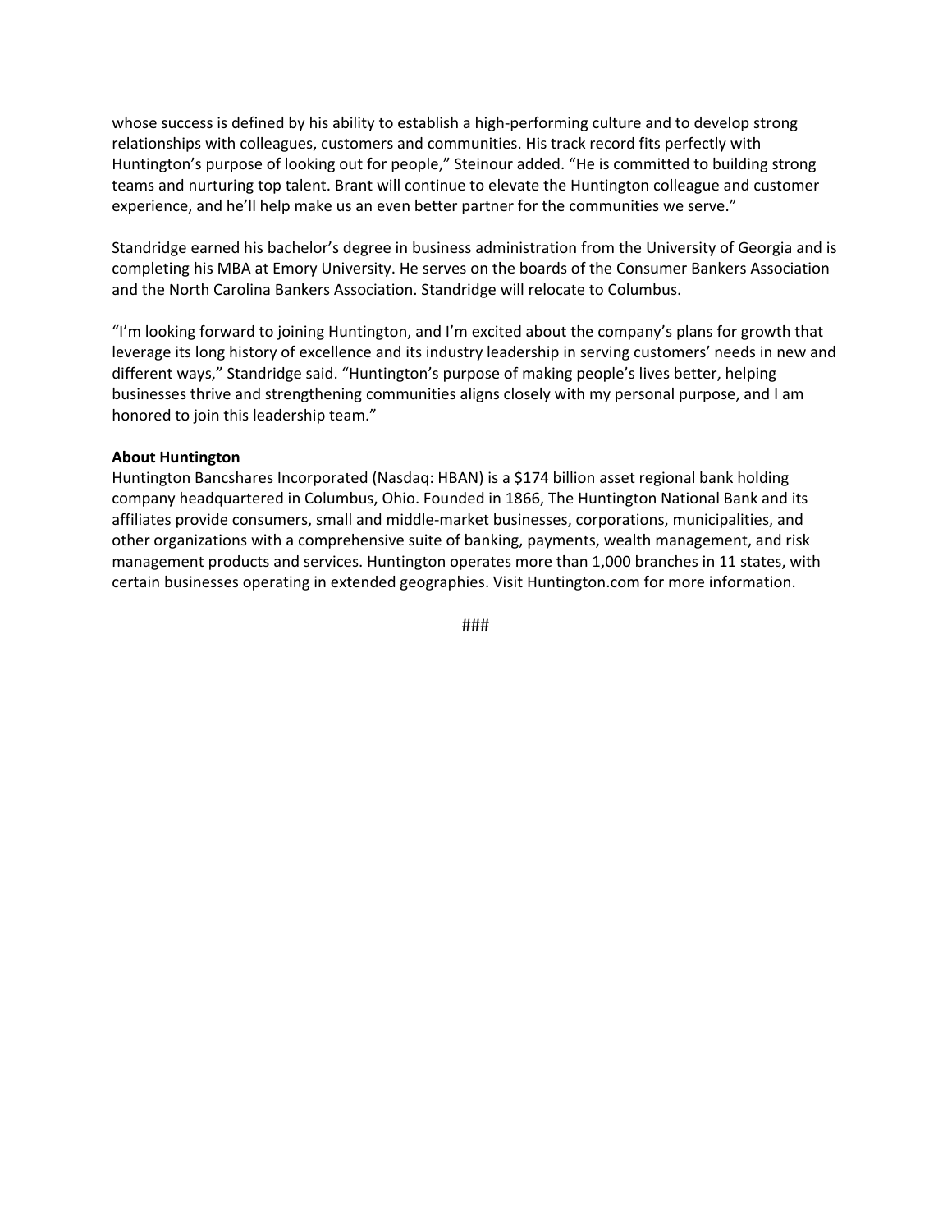whose success is defined by his ability to establish a high-performing culture and to develop strong relationships with colleagues, customers and communities. His track record fits perfectly with Huntington's purpose of looking out for people," Steinour added. "He is committed to building strong teams and nurturing top talent. Brant will continue to elevate the Huntington colleague and customer experience, and he'll help make us an even better partner for the communities we serve."

Standridge earned his bachelor's degree in business administration from the University of Georgia and is completing his MBA at Emory University. He serves on the boards of the Consumer Bankers Association and the North Carolina Bankers Association. Standridge will relocate to Columbus.

"I'm looking forward to joining Huntington, and I'm excited about the company's plans for growth that leverage its long history of excellence and its industry leadership in serving customers' needs in new and different ways," Standridge said. "Huntington's purpose of making people's lives better, helping businesses thrive and strengthening communities aligns closely with my personal purpose, and I am honored to join this leadership team."

**About Huntington**

Huntington Bancshares Incorporated (Nasdaq: HBAN) is a $174 billion asset regional bank holding company headquartered in Columbus, Ohio. Founded in 1866, The Huntington National Bank and its affiliates provide consumers, small and middle-market businesses, corporations, municipalities, and other organizations with a comprehensive suite of banking, payments, wealth management, and risk management products and services. Huntington operates more than 1,000 branches in 11 states, with certain businesses operating in extended geographies. Visit Huntington.com for more information.

###